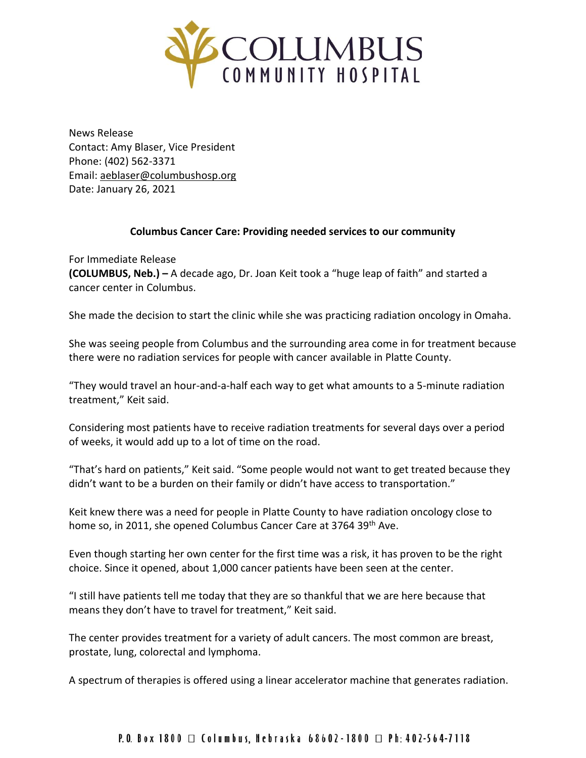News Release
Contact: Amy Blaser, Vice President
Phone: (402) 562-3371
Email: aeblaser@columbushosp.org
Date: January 26, 2021

**Columbus Cancer Care: Providing needed services to our community**

For Immediate Release
**(COLUMBUS, Neb.) –** A decade ago, Dr. Joan Keit took a "huge leap of faith" and started a cancer center in Columbus.

She made the decision to start the clinic while she was practicing radiation oncology in Omaha.

She was seeing people from Columbus and the surrounding area come in for treatment because there were no radiation services for people with cancer available in Platte County.

"They would travel an hour-and-a-half each way to get what amounts to a 5-minute radiation treatment," Keit said.

Considering most patients have to receive radiation treatments for several days over a period of weeks, it would add up to a lot of time on the road.

"That's hard on patients," Keit said. "Some people would not want to get treated because they didn't want to be a burden on their family or didn't have access to transportation."

Keit knew there was a need for people in Platte County to have radiation oncology close to home so, in 2011, she opened Columbus Cancer Care at 3764 39th Ave.

Even though starting her own center for the first time was a risk, it has proven to be the right choice. Since it opened, about 1,000 cancer patients have been seen at the center.

"I still have patients tell me today that they are so thankful that we are here because that means they don't have to travel for treatment," Keit said.

The center provides treatment for a variety of adult cancers. The most common are breast, prostate, lung, colorectal and lymphoma.

A spectrum of therapies is offered using a linear accelerator machine that generates radiation.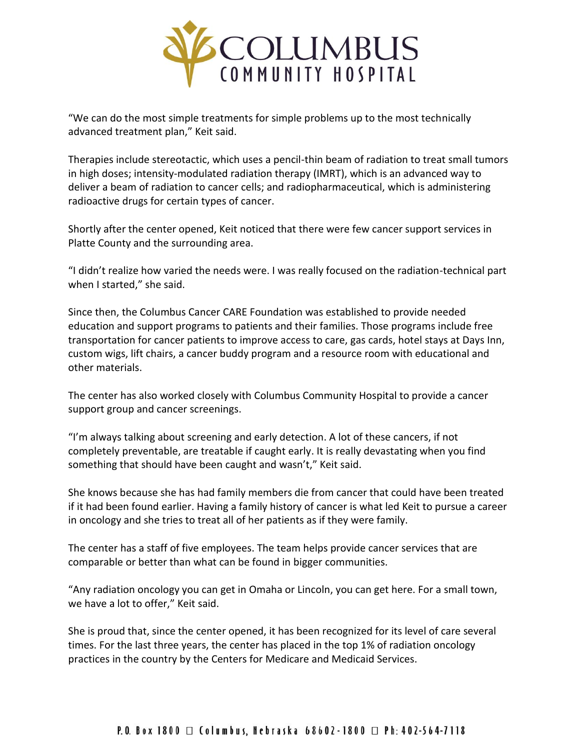"We can do the most simple treatments for simple problems up to the most technically advanced treatment plan," Keit said.

Therapies include stereotactic, which uses a pencil-thin beam of radiation to treat small tumors in high doses; intensity-modulated radiation therapy (IMRT), which is an advanced way to deliver a beam of radiation to cancer cells; and radiopharmaceutical, which is administering radioactive drugs for certain types of cancer.

Shortly after the center opened, Keit noticed that there were few cancer support services in Platte County and the surrounding area.

"I didn't realize how varied the needs were. I was really focused on the radiation-technical part when I started," she said.

Since then, the Columbus Cancer CARE Foundation was established to provide needed education and support programs to patients and their families. Those programs include free transportation for cancer patients to improve access to care, gas cards, hotel stays at Days Inn, custom wigs, lift chairs, a cancer buddy program and a resource room with educational and other materials.

The center has also worked closely with Columbus Community Hospital to provide a cancer support group and cancer screenings.

"I'm always talking about screening and early detection. A lot of these cancers, if not completely preventable, are treatable if caught early. It is really devastating when you find something that should have been caught and wasn't," Keit said.

She knows because she has had family members die from cancer that could have been treated if it had been found earlier. Having a family history of cancer is what led Keit to pursue a career in oncology and she tries to treat all of her patients as if they were family.

The center has a staff of five employees. The team helps provide cancer services that are comparable or better than what can be found in bigger communities.

"Any radiation oncology you can get in Omaha or Lincoln, you can get here. For a small town, we have a lot to offer," Keit said.

She is proud that, since the center opened, it has been recognized for its level of care several times. For the last three years, the center has placed in the top 1% of radiation oncology practices in the country by the Centers for Medicare and Medicaid Services.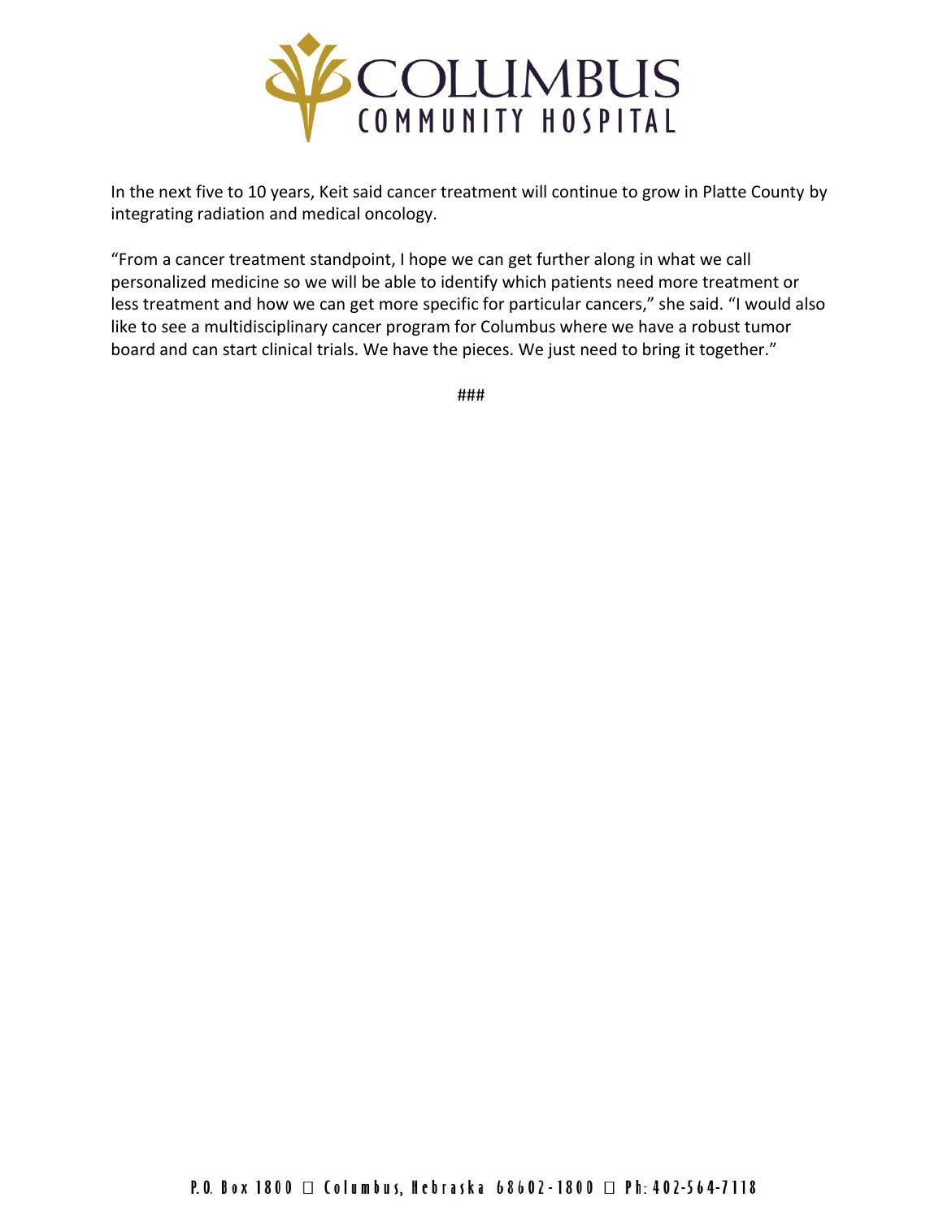In the next five to 10 years, Keit said cancer treatment will continue to grow in Platte County by integrating radiation and medical oncology.

"From a cancer treatment standpoint, I hope we can get further along in what we call personalized medicine so we will be able to identify which patients need more treatment or less treatment and how we can get more specific for particular cancers," she said. "I would also like to see a multidisciplinary cancer program for Columbus where we have a robust tumor board and can start clinical trials. We have the pieces. We just need to bring it together."

###